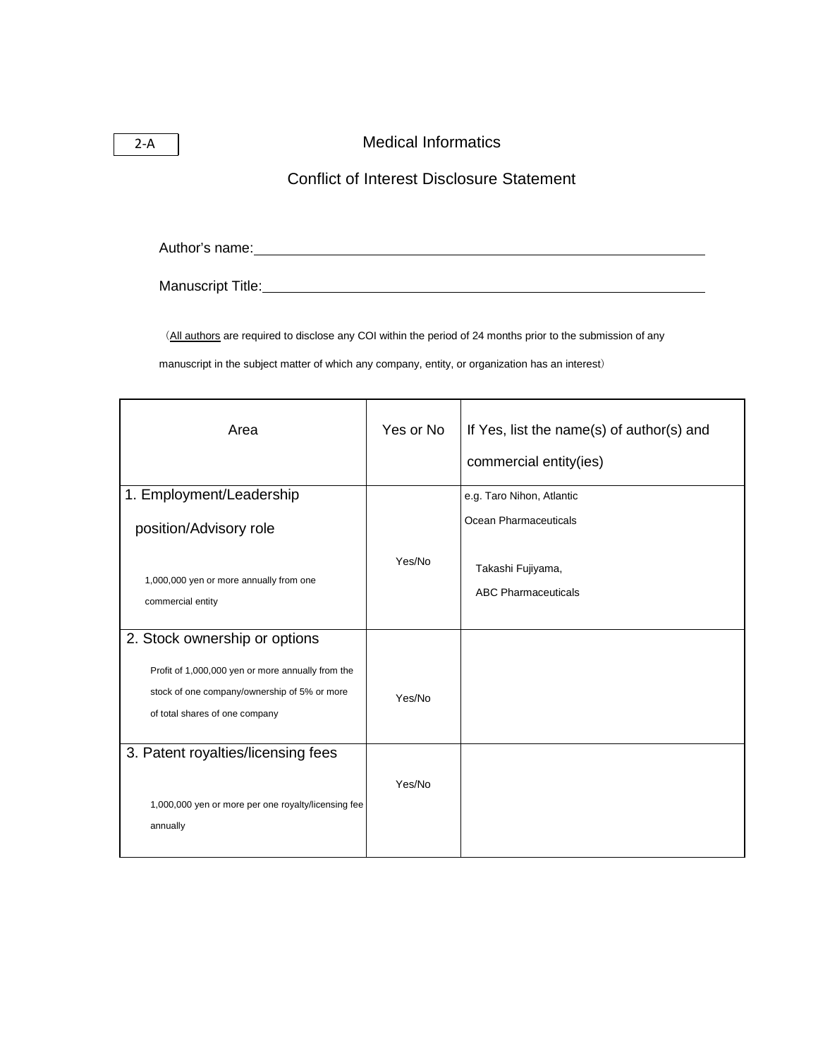2-A

# Medical Informatics

## Conflict of Interest Disclosure Statement

Author's name:\_\_\_\_\_\_\_\_\_\_\_\_\_\_\_\_\_\_\_\_\_\_\_\_\_\_\_\_\_\_\_\_\_\_\_\_\_\_\_\_

Manuscript Title:\_\_\_\_\_\_\_\_\_\_\_\_\_\_\_\_\_\_\_\_\_\_\_\_\_\_\_\_\_\_\_\_\_\_\_\_\_\_\_\_

（All authors are required to disclose any COI within the period of 24 months prior to the submission of any manuscript in the subject matter of which any company, entity, or organization has an interest）

| Area | Yes or No | If Yes, list the name(s) of author(s) and commercial entity(ies) |
|---|---|---|
| 1. Employment/Leadership position/Advisory role<br>1,000,000 yen or more annually from one commercial entity | Yes/No | e.g. Taro Nihon, Atlantic Ocean Pharmaceuticals<br>Takashi Fujiyama, ABC Pharmaceuticals |
| 2. Stock ownership or options<br>Profit of 1,000,000 yen or more annually from the stock of one company/ownership of 5% or more of total shares of one company | Yes/No | |
| 3. Patent royalties/licensing fees<br>1,000,000 yen or more per one royalty/licensing fee annually | Yes/No | |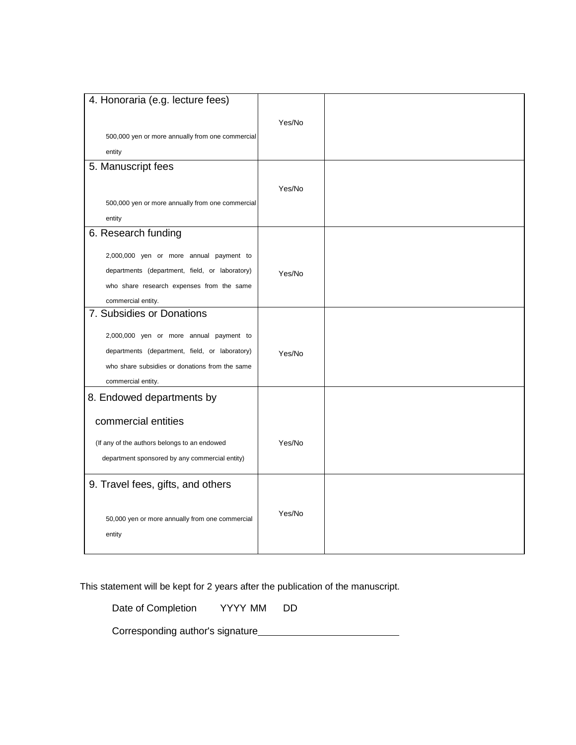| | | |
|---|---|---|
| 4. Honoraria (e.g. lecture fees)<br><br>500,000 yen or more annually from one commercial entity | Yes/No | |
| 5. Manuscript fees<br><br>500,000 yen or more annually from one commercial entity | Yes/No | |
| 6. Research funding<br><br>2,000,000 yen or more annual payment to departments (department, field, or laboratory) who share research expenses from the same commercial entity. | Yes/No | |
| 7. Subsidies or Donations<br><br>2,000,000 yen or more annual payment to departments (department, field, or laboratory) who share subsidies or donations from the same commercial entity. | Yes/No | |
| 8. Endowed departments by commercial entities<br><br>(If any of the authors belongs to an endowed department sponsored by any commercial entity) | Yes/No | |
| 9. Travel fees, gifts, and others<br><br>50,000 yen or more annually from one commercial entity | Yes/No | |

This statement will be kept for 2 years after the publication of the manuscript.

Date of Completion YYYY MM DD

Corresponding author's signature__________________________